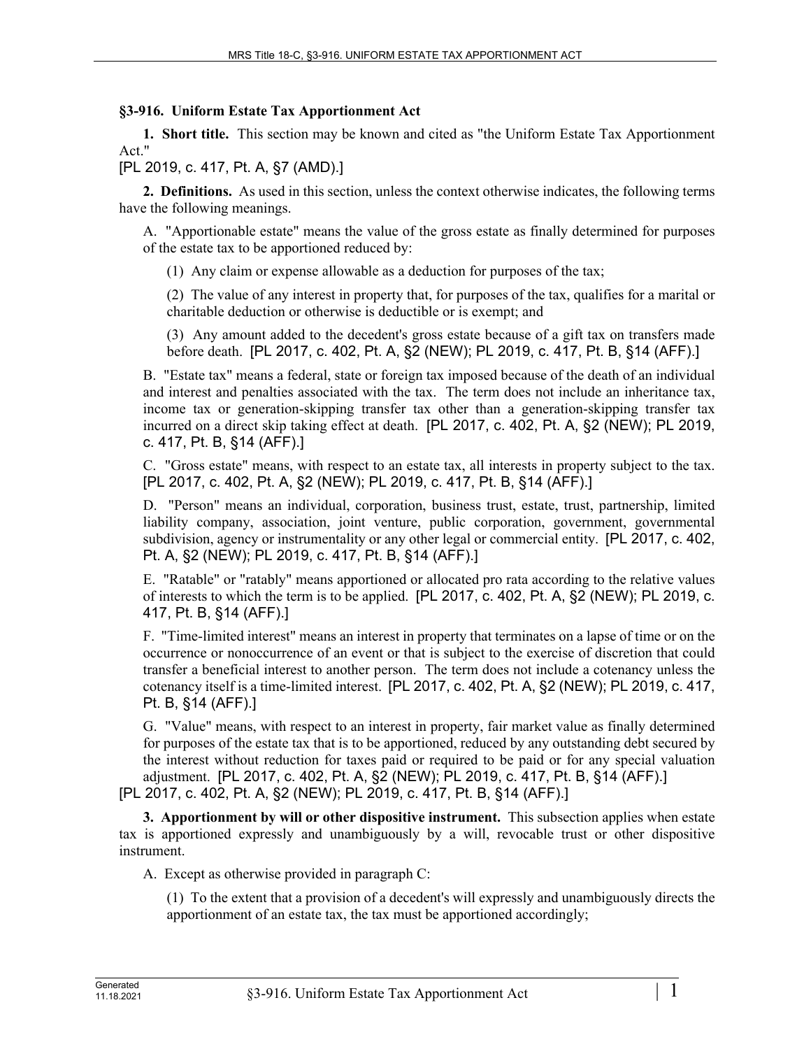## §3-916. Uniform Estate Tax Apportionment Act

**1. Short title.** This section may be known and cited as "the Uniform Estate Tax Apportionment Act."

[PL 2019, c. 417, Pt. A, §7 (AMD).]

**2. Definitions.** As used in this section, unless the context otherwise indicates, the following terms have the following meanings.

A. "Apportionable estate" means the value of the gross estate as finally determined for purposes of the estate tax to be apportioned reduced by:

(1) Any claim or expense allowable as a deduction for purposes of the tax;

(2) The value of any interest in property that, for purposes of the tax, qualifies for a marital or charitable deduction or otherwise is deductible or is exempt; and

(3) Any amount added to the decedent's gross estate because of a gift tax on transfers made before death. [PL 2017, c. 402, Pt. A, §2 (NEW); PL 2019, c. 417, Pt. B, §14 (AFF).]

B. "Estate tax" means a federal, state or foreign tax imposed because of the death of an individual and interest and penalties associated with the tax. The term does not include an inheritance tax, income tax or generation-skipping transfer tax other than a generation-skipping transfer tax incurred on a direct skip taking effect at death. [PL 2017, c. 402, Pt. A, §2 (NEW); PL 2019, c. 417, Pt. B, §14 (AFF).]

C. "Gross estate" means, with respect to an estate tax, all interests in property subject to the tax. [PL 2017, c. 402, Pt. A, §2 (NEW); PL 2019, c. 417, Pt. B, §14 (AFF).]

D. "Person" means an individual, corporation, business trust, estate, trust, partnership, limited liability company, association, joint venture, public corporation, government, governmental subdivision, agency or instrumentality or any other legal or commercial entity. [PL 2017, c. 402, Pt. A, §2 (NEW); PL 2019, c. 417, Pt. B, §14 (AFF).]

E. "Ratable" or "ratably" means apportioned or allocated pro rata according to the relative values of interests to which the term is to be applied. [PL 2017, c. 402, Pt. A, §2 (NEW); PL 2019, c. 417, Pt. B, §14 (AFF).]

F. "Time-limited interest" means an interest in property that terminates on a lapse of time or on the occurrence or nonoccurrence of an event or that is subject to the exercise of discretion that could transfer a beneficial interest to another person. The term does not include a cotenancy unless the cotenancy itself is a time-limited interest. [PL 2017, c. 402, Pt. A, §2 (NEW); PL 2019, c. 417, Pt. B, §14 (AFF).]

G. "Value" means, with respect to an interest in property, fair market value as finally determined for purposes of the estate tax that is to be apportioned, reduced by any outstanding debt secured by the interest without reduction for taxes paid or required to be paid or for any special valuation adjustment. [PL 2017, c. 402, Pt. A, §2 (NEW); PL 2019, c. 417, Pt. B, §14 (AFF).]

[PL 2017, c. 402, Pt. A, §2 (NEW); PL 2019, c. 417, Pt. B, §14 (AFF).]

**3. Apportionment by will or other dispositive instrument.** This subsection applies when estate tax is apportioned expressly and unambiguously by a will, revocable trust or other dispositive instrument.

A. Except as otherwise provided in paragraph C:

(1) To the extent that a provision of a decedent's will expressly and unambiguously directs the apportionment of an estate tax, the tax must be apportioned accordingly;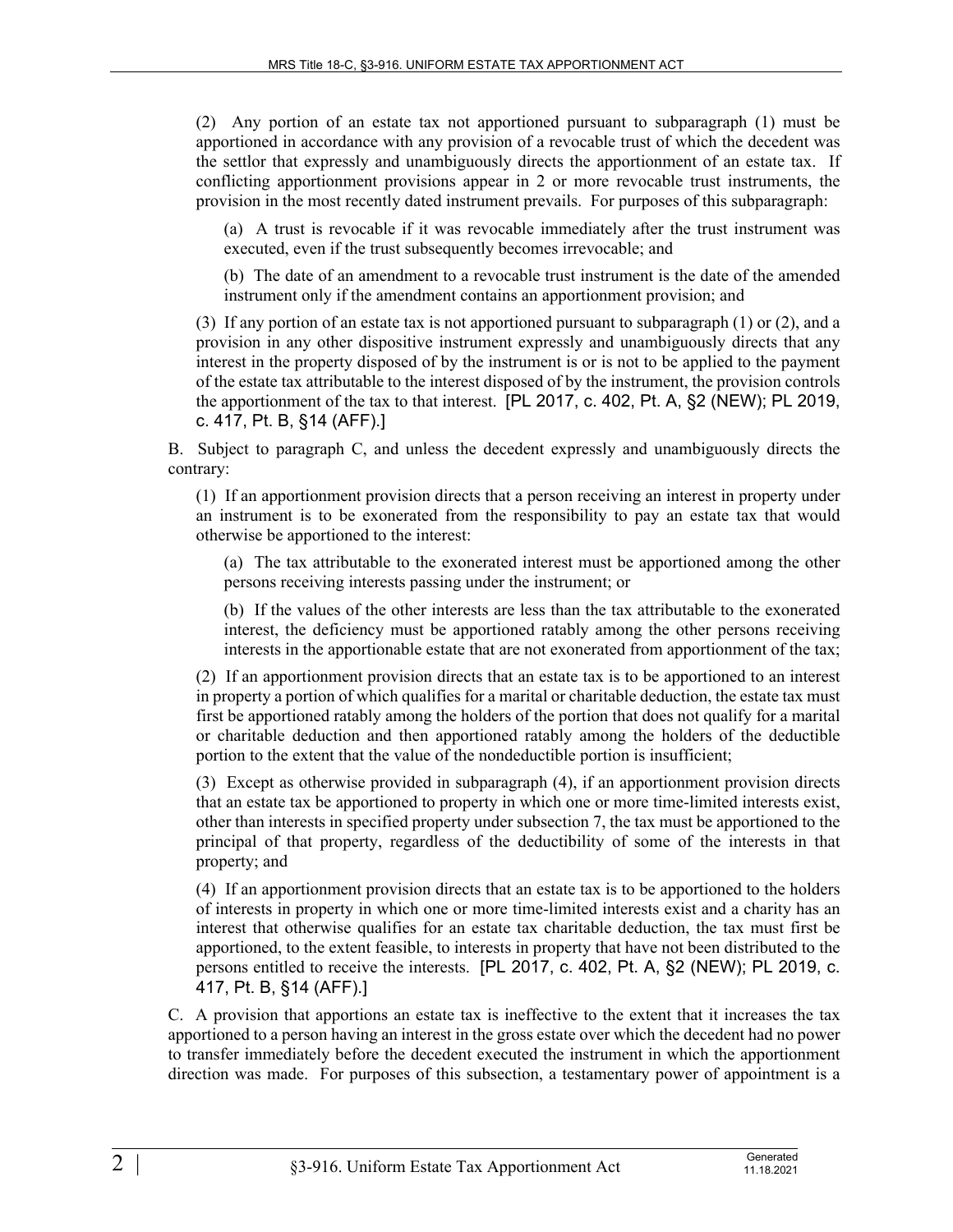(2) Any portion of an estate tax not apportioned pursuant to subparagraph (1) must be apportioned in accordance with any provision of a revocable trust of which the decedent was the settlor that expressly and unambiguously directs the apportionment of an estate tax. If conflicting apportionment provisions appear in 2 or more revocable trust instruments, the provision in the most recently dated instrument prevails. For purposes of this subparagraph:

(a) A trust is revocable if it was revocable immediately after the trust instrument was executed, even if the trust subsequently becomes irrevocable; and

(b) The date of an amendment to a revocable trust instrument is the date of the amended instrument only if the amendment contains an apportionment provision; and

(3) If any portion of an estate tax is not apportioned pursuant to subparagraph (1) or (2), and a provision in any other dispositive instrument expressly and unambiguously directs that any interest in the property disposed of by the instrument is or is not to be applied to the payment of the estate tax attributable to the interest disposed of by the instrument, the provision controls the apportionment of the tax to that interest. [PL 2017, c. 402, Pt. A, §2 (NEW); PL 2019, c. 417, Pt. B, §14 (AFF).]

B. Subject to paragraph C, and unless the decedent expressly and unambiguously directs the contrary:

(1) If an apportionment provision directs that a person receiving an interest in property under an instrument is to be exonerated from the responsibility to pay an estate tax that would otherwise be apportioned to the interest:

(a) The tax attributable to the exonerated interest must be apportioned among the other persons receiving interests passing under the instrument; or

(b) If the values of the other interests are less than the tax attributable to the exonerated interest, the deficiency must be apportioned ratably among the other persons receiving interests in the apportionable estate that are not exonerated from apportionment of the tax;

(2) If an apportionment provision directs that an estate tax is to be apportioned to an interest in property a portion of which qualifies for a marital or charitable deduction, the estate tax must first be apportioned ratably among the holders of the portion that does not qualify for a marital or charitable deduction and then apportioned ratably among the holders of the deductible portion to the extent that the value of the nondeductible portion is insufficient;

(3) Except as otherwise provided in subparagraph (4), if an apportionment provision directs that an estate tax be apportioned to property in which one or more time-limited interests exist, other than interests in specified property under subsection 7, the tax must be apportioned to the principal of that property, regardless of the deductibility of some of the interests in that property; and

(4) If an apportionment provision directs that an estate tax is to be apportioned to the holders of interests in property in which one or more time-limited interests exist and a charity has an interest that otherwise qualifies for an estate tax charitable deduction, the tax must first be apportioned, to the extent feasible, to interests in property that have not been distributed to the persons entitled to receive the interests. [PL 2017, c. 402, Pt. A, §2 (NEW); PL 2019, c. 417, Pt. B, §14 (AFF).]

C. A provision that apportions an estate tax is ineffective to the extent that it increases the tax apportioned to a person having an interest in the gross estate over which the decedent had no power to transfer immediately before the decedent executed the instrument in which the apportionment direction was made. For purposes of this subsection, a testamentary power of appointment is a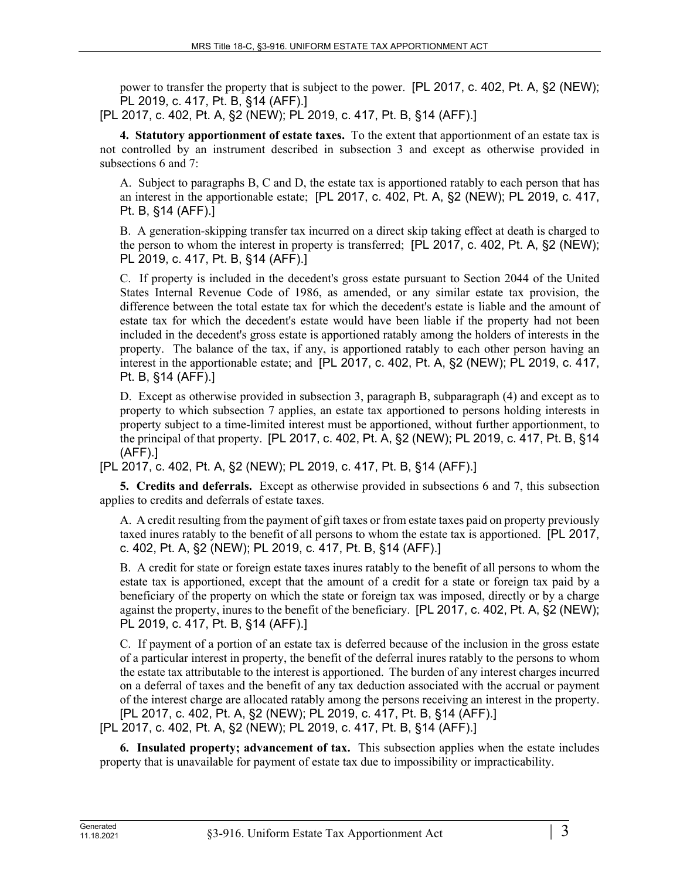power to transfer the property that is subject to the power. [PL 2017, c. 402, Pt. A, §2 (NEW); PL 2019, c. 417, Pt. B, §14 (AFF).]

[PL 2017, c. 402, Pt. A, §2 (NEW); PL 2019, c. 417, Pt. B, §14 (AFF).]

**4. Statutory apportionment of estate taxes.** To the extent that apportionment of an estate tax is not controlled by an instrument described in subsection 3 and except as otherwise provided in subsections 6 and 7:

A. Subject to paragraphs B, C and D, the estate tax is apportioned ratably to each person that has an interest in the apportionable estate; [PL 2017, c. 402, Pt. A, §2 (NEW); PL 2019, c. 417, Pt. B, §14 (AFF).]

B. A generation-skipping transfer tax incurred on a direct skip taking effect at death is charged to the person to whom the interest in property is transferred; [PL 2017, c. 402, Pt. A, §2 (NEW); PL 2019, c. 417, Pt. B, §14 (AFF).]

C. If property is included in the decedent's gross estate pursuant to Section 2044 of the United States Internal Revenue Code of 1986, as amended, or any similar estate tax provision, the difference between the total estate tax for which the decedent's estate is liable and the amount of estate tax for which the decedent's estate would have been liable if the property had not been included in the decedent's gross estate is apportioned ratably among the holders of interests in the property. The balance of the tax, if any, is apportioned ratably to each other person having an interest in the apportionable estate; and [PL 2017, c. 402, Pt. A, §2 (NEW); PL 2019, c. 417, Pt. B, §14 (AFF).]

D. Except as otherwise provided in subsection 3, paragraph B, subparagraph (4) and except as to property to which subsection 7 applies, an estate tax apportioned to persons holding interests in property subject to a time-limited interest must be apportioned, without further apportionment, to the principal of that property. [PL 2017, c. 402, Pt. A, §2 (NEW); PL 2019, c. 417, Pt. B, §14 (AFF).]

[PL 2017, c. 402, Pt. A, §2 (NEW); PL 2019, c. 417, Pt. B, §14 (AFF).]

**5. Credits and deferrals.** Except as otherwise provided in subsections 6 and 7, this subsection applies to credits and deferrals of estate taxes.

A. A credit resulting from the payment of gift taxes or from estate taxes paid on property previously taxed inures ratably to the benefit of all persons to whom the estate tax is apportioned. [PL 2017, c. 402, Pt. A, §2 (NEW); PL 2019, c. 417, Pt. B, §14 (AFF).]

B. A credit for state or foreign estate taxes inures ratably to the benefit of all persons to whom the estate tax is apportioned, except that the amount of a credit for a state or foreign tax paid by a beneficiary of the property on which the state or foreign tax was imposed, directly or by a charge against the property, inures to the benefit of the beneficiary. [PL 2017, c. 402, Pt. A, §2 (NEW); PL 2019, c. 417, Pt. B, §14 (AFF).]

C. If payment of a portion of an estate tax is deferred because of the inclusion in the gross estate of a particular interest in property, the benefit of the deferral inures ratably to the persons to whom the estate tax attributable to the interest is apportioned. The burden of any interest charges incurred on a deferral of taxes and the benefit of any tax deduction associated with the accrual or payment of the interest charge are allocated ratably among the persons receiving an interest in the property. [PL 2017, c. 402, Pt. A, §2 (NEW); PL 2019, c. 417, Pt. B, §14 (AFF).]

[PL 2017, c. 402, Pt. A, §2 (NEW); PL 2019, c. 417, Pt. B, §14 (AFF).]

**6. Insulated property; advancement of tax.** This subsection applies when the estate includes property that is unavailable for payment of estate tax due to impossibility or impracticability.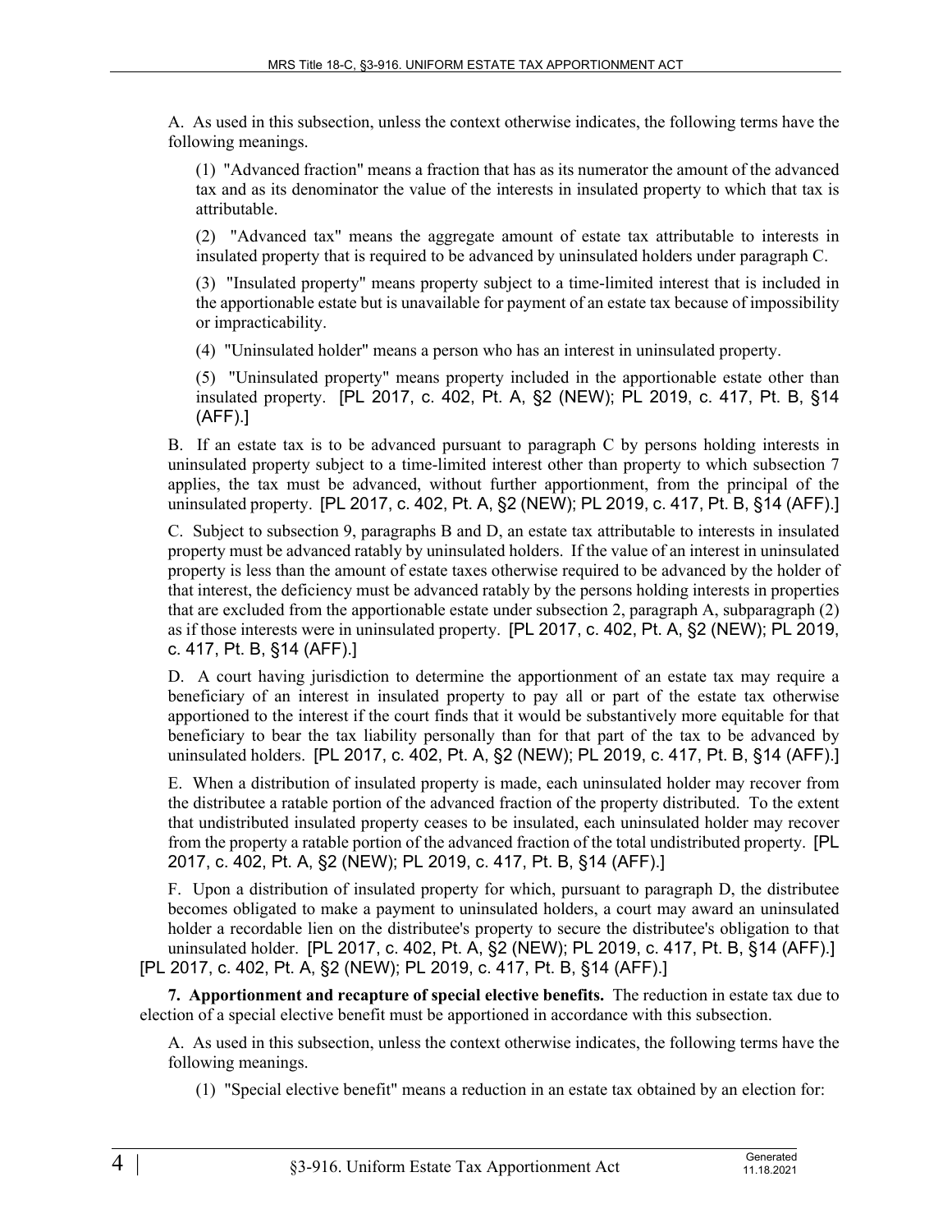A. As used in this subsection, unless the context otherwise indicates, the following terms have the following meanings.

(1) "Advanced fraction" means a fraction that has as its numerator the amount of the advanced tax and as its denominator the value of the interests in insulated property to which that tax is attributable.

(2) "Advanced tax" means the aggregate amount of estate tax attributable to interests in insulated property that is required to be advanced by uninsulated holders under paragraph C.

(3) "Insulated property" means property subject to a time-limited interest that is included in the apportionable estate but is unavailable for payment of an estate tax because of impossibility or impracticability.

(4) "Uninsulated holder" means a person who has an interest in uninsulated property.

(5) "Uninsulated property" means property included in the apportionable estate other than insulated property. [PL 2017, c. 402, Pt. A, §2 (NEW); PL 2019, c. 417, Pt. B, §14 (AFF).]

B. If an estate tax is to be advanced pursuant to paragraph C by persons holding interests in uninsulated property subject to a time-limited interest other than property to which subsection 7 applies, the tax must be advanced, without further apportionment, from the principal of the uninsulated property. [PL 2017, c. 402, Pt. A, §2 (NEW); PL 2019, c. 417, Pt. B, §14 (AFF).]

C. Subject to subsection 9, paragraphs B and D, an estate tax attributable to interests in insulated property must be advanced ratably by uninsulated holders. If the value of an interest in uninsulated property is less than the amount of estate taxes otherwise required to be advanced by the holder of that interest, the deficiency must be advanced ratably by the persons holding interests in properties that are excluded from the apportionable estate under subsection 2, paragraph A, subparagraph (2) as if those interests were in uninsulated property. [PL 2017, c. 402, Pt. A, §2 (NEW); PL 2019, c. 417, Pt. B, §14 (AFF).]

D. A court having jurisdiction to determine the apportionment of an estate tax may require a beneficiary of an interest in insulated property to pay all or part of the estate tax otherwise apportioned to the interest if the court finds that it would be substantively more equitable for that beneficiary to bear the tax liability personally than for that part of the tax to be advanced by uninsulated holders. [PL 2017, c. 402, Pt. A, §2 (NEW); PL 2019, c. 417, Pt. B, §14 (AFF).]

E. When a distribution of insulated property is made, each uninsulated holder may recover from the distributee a ratable portion of the advanced fraction of the property distributed. To the extent that undistributed insulated property ceases to be insulated, each uninsulated holder may recover from the property a ratable portion of the advanced fraction of the total undistributed property. [PL 2017, c. 402, Pt. A, §2 (NEW); PL 2019, c. 417, Pt. B, §14 (AFF).]

F. Upon a distribution of insulated property for which, pursuant to paragraph D, the distributee becomes obligated to make a payment to uninsulated holders, a court may award an uninsulated holder a recordable lien on the distributee's property to secure the distributee's obligation to that uninsulated holder. [PL 2017, c. 402, Pt. A, §2 (NEW); PL 2019, c. 417, Pt. B, §14 (AFF).]

[PL 2017, c. 402, Pt. A, §2 (NEW); PL 2019, c. 417, Pt. B, §14 (AFF).]

**7. Apportionment and recapture of special elective benefits.** The reduction in estate tax due to election of a special elective benefit must be apportioned in accordance with this subsection.

A. As used in this subsection, unless the context otherwise indicates, the following terms have the following meanings.

(1) "Special elective benefit" means a reduction in an estate tax obtained by an election for: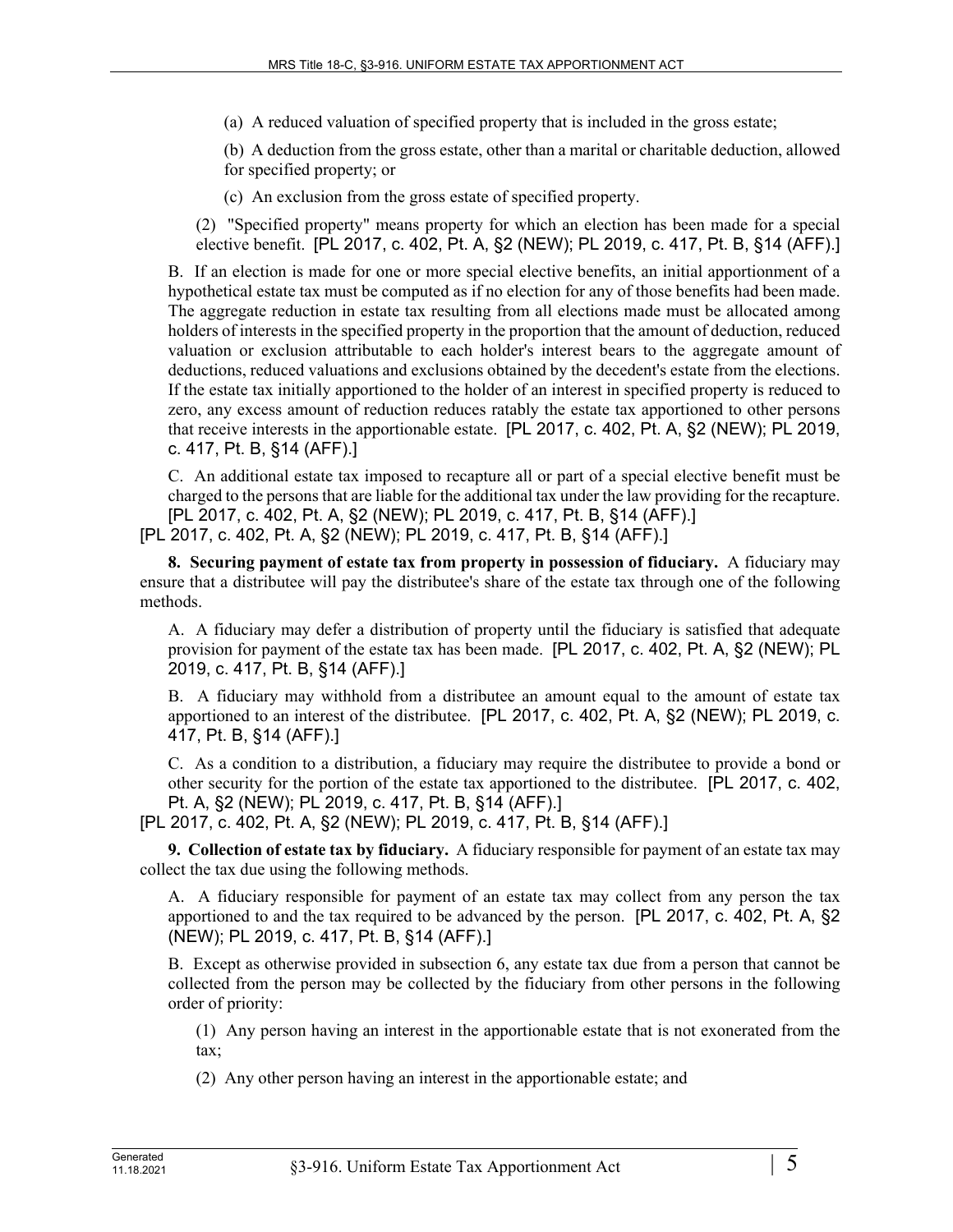(a) A reduced valuation of specified property that is included in the gross estate;

(b) A deduction from the gross estate, other than a marital or charitable deduction, allowed for specified property; or

(c) An exclusion from the gross estate of specified property.

(2) "Specified property" means property for which an election has been made for a special elective benefit. [PL 2017, c. 402, Pt. A, §2 (NEW); PL 2019, c. 417, Pt. B, §14 (AFF).]

B. If an election is made for one or more special elective benefits, an initial apportionment of a hypothetical estate tax must be computed as if no election for any of those benefits had been made. The aggregate reduction in estate tax resulting from all elections made must be allocated among holders of interests in the specified property in the proportion that the amount of deduction, reduced valuation or exclusion attributable to each holder's interest bears to the aggregate amount of deductions, reduced valuations and exclusions obtained by the decedent's estate from the elections. If the estate tax initially apportioned to the holder of an interest in specified property is reduced to zero, any excess amount of reduction reduces ratably the estate tax apportioned to other persons that receive interests in the apportionable estate. [PL 2017, c. 402, Pt. A, §2 (NEW); PL 2019, c. 417, Pt. B, §14 (AFF).]

C. An additional estate tax imposed to recapture all or part of a special elective benefit must be charged to the persons that are liable for the additional tax under the law providing for the recapture. [PL 2017, c. 402, Pt. A, §2 (NEW); PL 2019, c. 417, Pt. B, §14 (AFF).]

[PL 2017, c. 402, Pt. A, §2 (NEW); PL 2019, c. 417, Pt. B, §14 (AFF).]

**8. Securing payment of estate tax from property in possession of fiduciary.** A fiduciary may ensure that a distributee will pay the distributee's share of the estate tax through one of the following methods.

A. A fiduciary may defer a distribution of property until the fiduciary is satisfied that adequate provision for payment of the estate tax has been made. [PL 2017, c. 402, Pt. A, §2 (NEW); PL 2019, c. 417, Pt. B, §14 (AFF).]

B. A fiduciary may withhold from a distributee an amount equal to the amount of estate tax apportioned to an interest of the distributee. [PL 2017, c. 402, Pt. A, §2 (NEW); PL 2019, c. 417, Pt. B, §14 (AFF).]

C. As a condition to a distribution, a fiduciary may require the distributee to provide a bond or other security for the portion of the estate tax apportioned to the distributee. [PL 2017, c. 402, Pt. A, §2 (NEW); PL 2019, c. 417, Pt. B, §14 (AFF).]

[PL 2017, c. 402, Pt. A, §2 (NEW); PL 2019, c. 417, Pt. B, §14 (AFF).]

**9. Collection of estate tax by fiduciary.** A fiduciary responsible for payment of an estate tax may collect the tax due using the following methods.

A. A fiduciary responsible for payment of an estate tax may collect from any person the tax apportioned to and the tax required to be advanced by the person. [PL 2017, c. 402, Pt. A, §2 (NEW); PL 2019, c. 417, Pt. B, §14 (AFF).]

B. Except as otherwise provided in subsection 6, any estate tax due from a person that cannot be collected from the person may be collected by the fiduciary from other persons in the following order of priority:

(1) Any person having an interest in the apportionable estate that is not exonerated from the tax;

(2) Any other person having an interest in the apportionable estate; and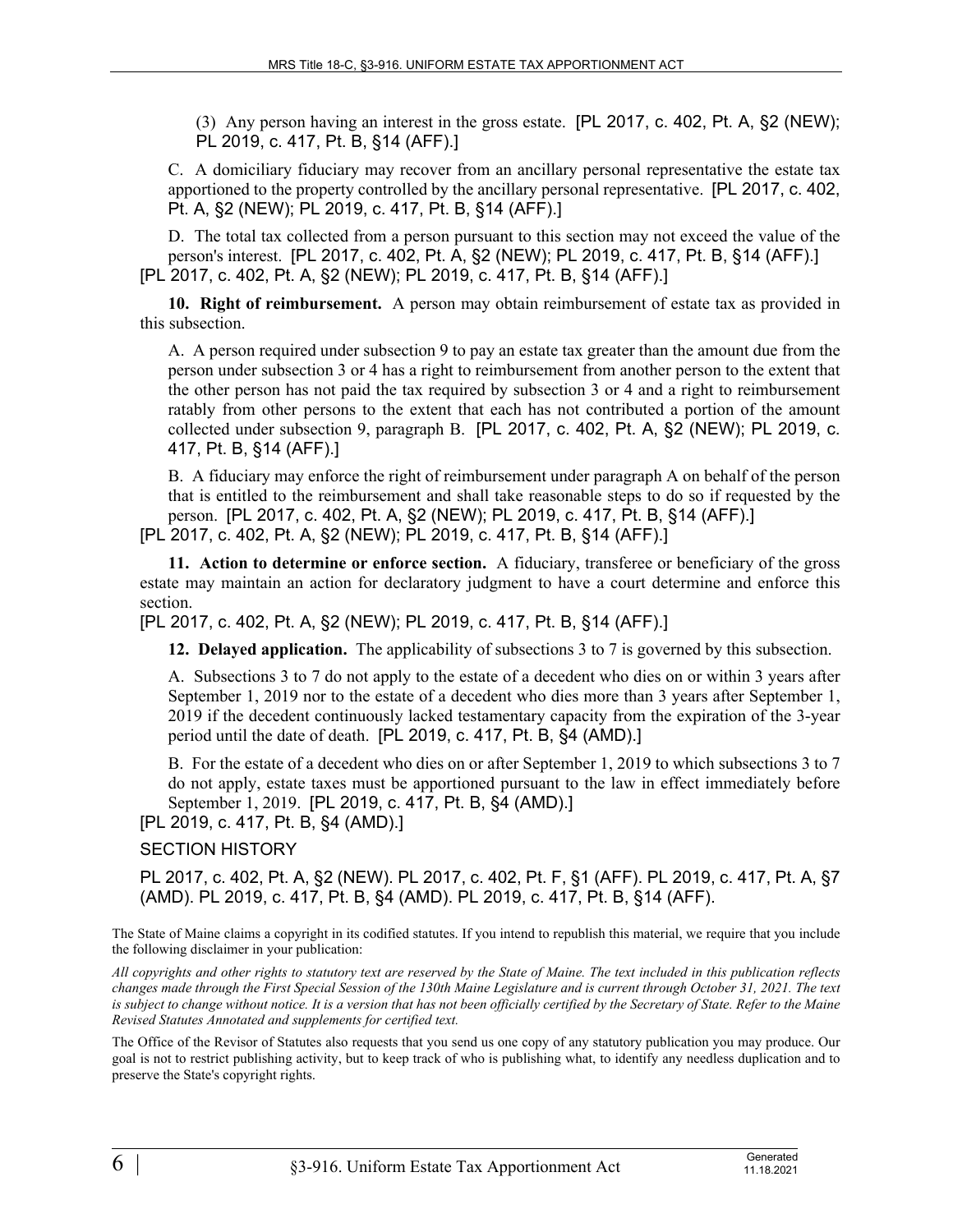(3) Any person having an interest in the gross estate. [PL 2017, c. 402, Pt. A, §2 (NEW); PL 2019, c. 417, Pt. B, §14 (AFF).]

C. A domiciliary fiduciary may recover from an ancillary personal representative the estate tax apportioned to the property controlled by the ancillary personal representative. [PL 2017, c. 402, Pt. A, §2 (NEW); PL 2019, c. 417, Pt. B, §14 (AFF).]

D. The total tax collected from a person pursuant to this section may not exceed the value of the person's interest. [PL 2017, c. 402, Pt. A, §2 (NEW); PL 2019, c. 417, Pt. B, §14 (AFF).]

[PL 2017, c. 402, Pt. A, §2 (NEW); PL 2019, c. 417, Pt. B, §14 (AFF).]

**10. Right of reimbursement.** A person may obtain reimbursement of estate tax as provided in this subsection.

A. A person required under subsection 9 to pay an estate tax greater than the amount due from the person under subsection 3 or 4 has a right to reimbursement from another person to the extent that the other person has not paid the tax required by subsection 3 or 4 and a right to reimbursement ratably from other persons to the extent that each has not contributed a portion of the amount collected under subsection 9, paragraph B. [PL 2017, c. 402, Pt. A, §2 (NEW); PL 2019, c. 417, Pt. B, §14 (AFF).]

B. A fiduciary may enforce the right of reimbursement under paragraph A on behalf of the person that is entitled to the reimbursement and shall take reasonable steps to do so if requested by the person. [PL 2017, c. 402, Pt. A, §2 (NEW); PL 2019, c. 417, Pt. B, §14 (AFF).]

[PL 2017, c. 402, Pt. A, §2 (NEW); PL 2019, c. 417, Pt. B, §14 (AFF).]

**11. Action to determine or enforce section.** A fiduciary, transferee or beneficiary of the gross estate may maintain an action for declaratory judgment to have a court determine and enforce this section.

[PL 2017, c. 402, Pt. A, §2 (NEW); PL 2019, c. 417, Pt. B, §14 (AFF).]

**12. Delayed application.** The applicability of subsections 3 to 7 is governed by this subsection.

A. Subsections 3 to 7 do not apply to the estate of a decedent who dies on or within 3 years after September 1, 2019 nor to the estate of a decedent who dies more than 3 years after September 1, 2019 if the decedent continuously lacked testamentary capacity from the expiration of the 3-year period until the date of death. [PL 2019, c. 417, Pt. B, §4 (AMD).]

B. For the estate of a decedent who dies on or after September 1, 2019 to which subsections 3 to 7 do not apply, estate taxes must be apportioned pursuant to the law in effect immediately before September 1, 2019. [PL 2019, c. 417, Pt. B, §4 (AMD).]

[PL 2019, c. 417, Pt. B, §4 (AMD).]

SECTION HISTORY

PL 2017, c. 402, Pt. A, §2 (NEW). PL 2017, c. 402, Pt. F, §1 (AFF). PL 2019, c. 417, Pt. A, §7 (AMD). PL 2019, c. 417, Pt. B, §4 (AMD). PL 2019, c. 417, Pt. B, §14 (AFF).

The State of Maine claims a copyright in its codified statutes. If you intend to republish this material, we require that you include the following disclaimer in your publication:

*All copyrights and other rights to statutory text are reserved by the State of Maine. The text included in this publication reflects changes made through the First Special Session of the 130th Maine Legislature and is current through October 31, 2021. The text is subject to change without notice. It is a version that has not been officially certified by the Secretary of State. Refer to the Maine Revised Statutes Annotated and supplements for certified text.*

The Office of the Revisor of Statutes also requests that you send us one copy of any statutory publication you may produce. Our goal is not to restrict publishing activity, but to keep track of who is publishing what, to identify any needless duplication and to preserve the State's copyright rights.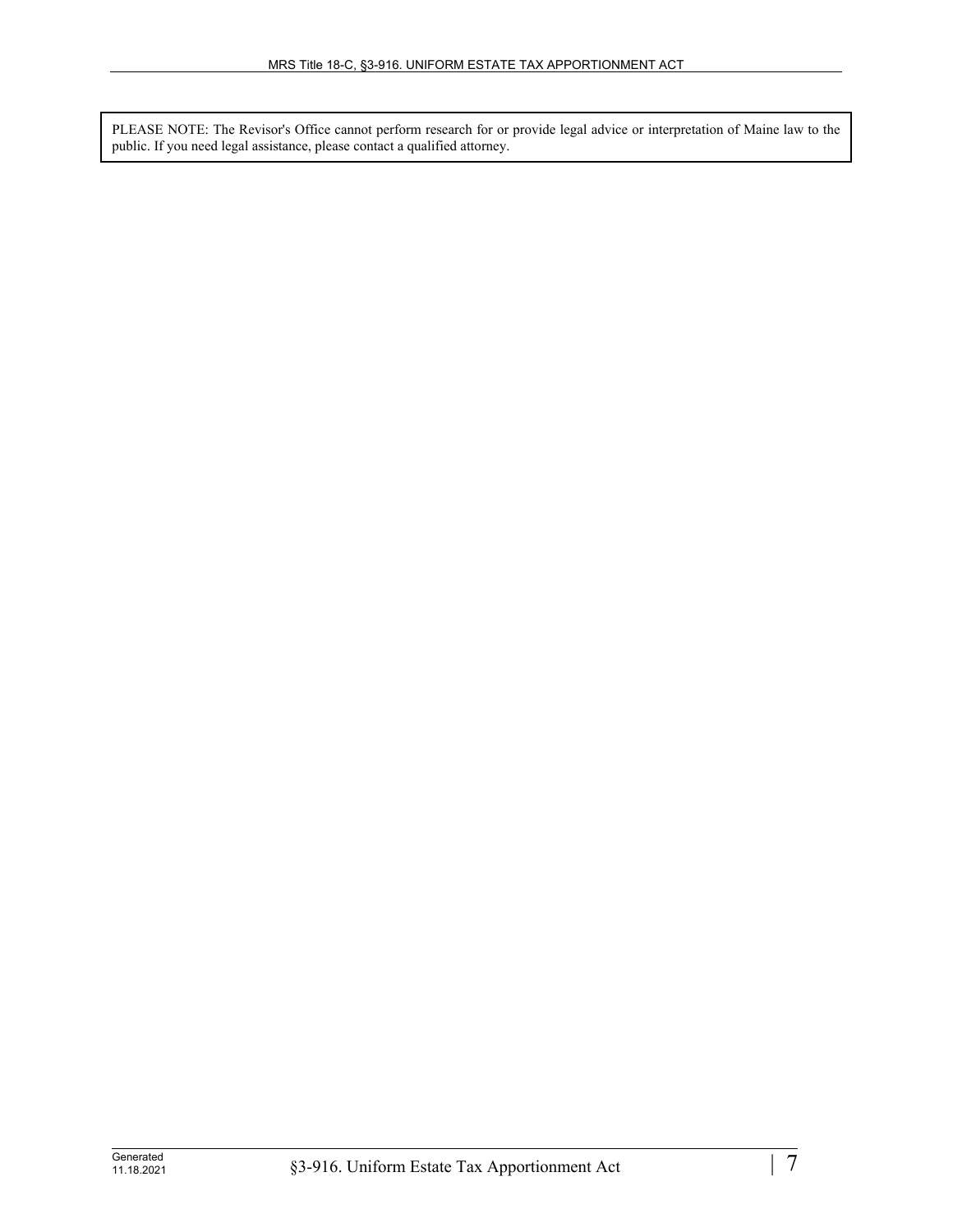PLEASE NOTE: The Revisor's Office cannot perform research for or provide legal advice or interpretation of Maine law to the public. If you need legal assistance, please contact a qualified attorney.